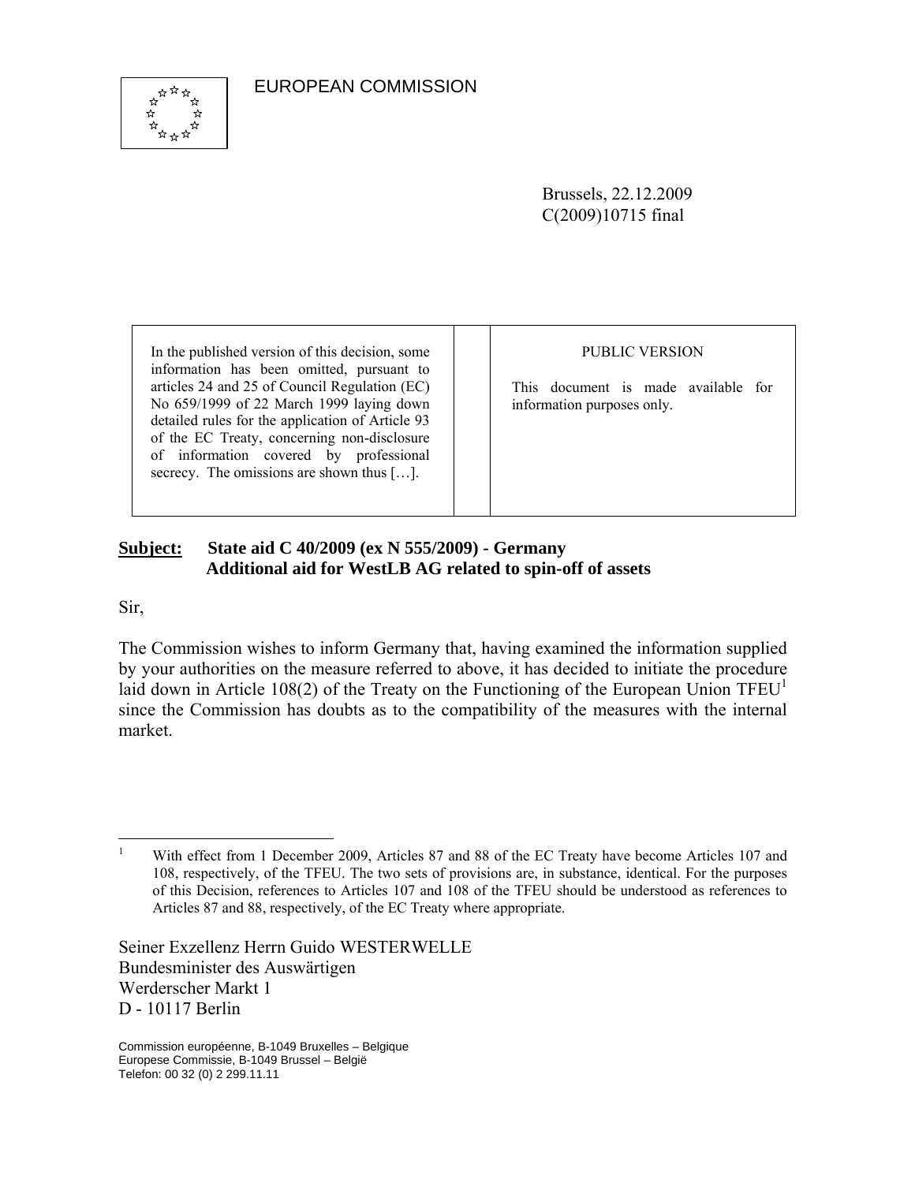EUROPEAN COMMISSION

Brussels, 22.12.2009
C(2009)10715 final

| In the published version of this decision, some information has been omitted, pursuant to articles 24 and 25 of Council Regulation (EC) No 659/1999 of 22 March 1999 laying down detailed rules for the application of Article 93 of the EC Treaty, concerning non-disclosure of information covered by professional secrecy. The omissions are shown thus […]. | | PUBLIC VERSION<br><br>This document is made available for information purposes only. |
|---|---|---|

**Subject: State aid C 40/2009 (ex N 555/2009) - Germany**
**Additional aid for WestLB AG related to spin-off of assets**

Sir,

The Commission wishes to inform Germany that, having examined the information supplied by your authorities on the measure referred to above, it has decided to initiate the procedure laid down in Article 108(2) of the Treaty on the Functioning of the European Union TFEU[1] since the Commission has doubts as to the compatibility of the measures with the internal market.

[1] With effect from 1 December 2009, Articles 87 and 88 of the EC Treaty have become Articles 107 and 108, respectively, of the TFEU. The two sets of provisions are, in substance, identical. For the purposes of this Decision, references to Articles 107 and 108 of the TFEU should be understood as references to Articles 87 and 88, respectively, of the EC Treaty where appropriate.

Seiner Exzellenz Herrn Guido WESTERWELLE
Bundesminister des Auswärtigen
Werderscher Markt 1
D - 10117 Berlin

Commission européenne, B-1049 Bruxelles – Belgique
Europese Commissie, B-1049 Brussel – België
Telefon: 00 32 (0) 2 299.11.11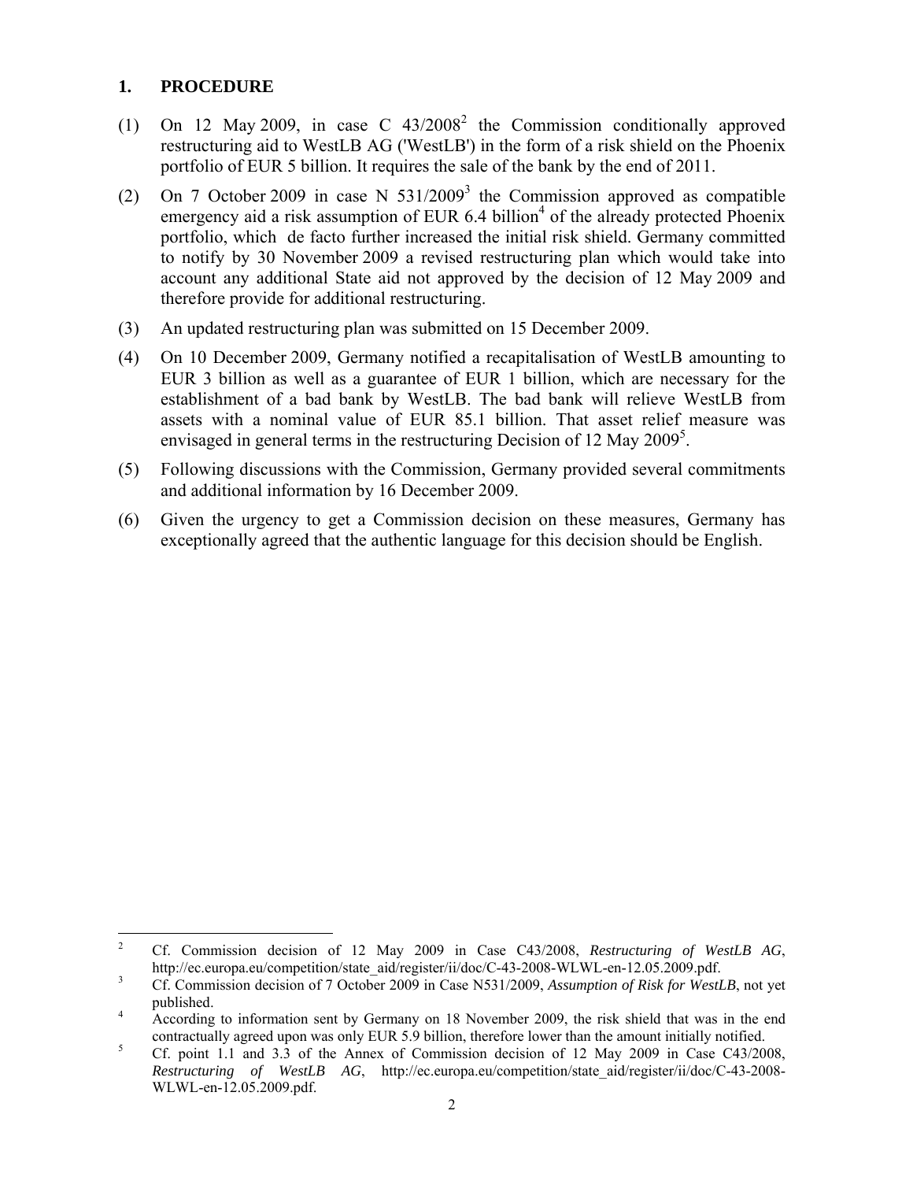## 1. PROCEDURE

(1) On 12 May 2009, in case C 43/2008[2] the Commission conditionally approved restructuring aid to WestLB AG ('WestLB') in the form of a risk shield on the Phoenix portfolio of EUR 5 billion. It requires the sale of the bank by the end of 2011.

(2) On 7 October 2009 in case N 531/2009[3] the Commission approved as compatible emergency aid a risk assumption of EUR 6.4 billion[4] of the already protected Phoenix portfolio, which de facto further increased the initial risk shield. Germany committed to notify by 30 November 2009 a revised restructuring plan which would take into account any additional State aid not approved by the decision of 12 May 2009 and therefore provide for additional restructuring.

(3) An updated restructuring plan was submitted on 15 December 2009.

(4) On 10 December 2009, Germany notified a recapitalisation of WestLB amounting to EUR 3 billion as well as a guarantee of EUR 1 billion, which are necessary for the establishment of a bad bank by WestLB. The bad bank will relieve WestLB from assets with a nominal value of EUR 85.1 billion. That asset relief measure was envisaged in general terms in the restructuring Decision of 12 May 2009[5].

(5) Following discussions with the Commission, Germany provided several commitments and additional information by 16 December 2009.

(6) Given the urgency to get a Commission decision on these measures, Germany has exceptionally agreed that the authentic language for this decision should be English.

---

[2] Cf. Commission decision of 12 May 2009 in Case C43/2008, *Restructuring of WestLB AG*, http://ec.europa.eu/competition/state_aid/register/ii/doc/C-43-2008-WLWL-en-12.05.2009.pdf.

[3] Cf. Commission decision of 7 October 2009 in Case N531/2009, *Assumption of Risk for WestLB*, not yet published.

[4] According to information sent by Germany on 18 November 2009, the risk shield that was in the end contractually agreed upon was only EUR 5.9 billion, therefore lower than the amount initially notified.

[5] Cf. point 1.1 and 3.3 of the Annex of Commission decision of 12 May 2009 in Case C43/2008, *Restructuring of WestLB AG*, http://ec.europa.eu/competition/state_aid/register/ii/doc/C-43-2008-WLWL-en-12.05.2009.pdf.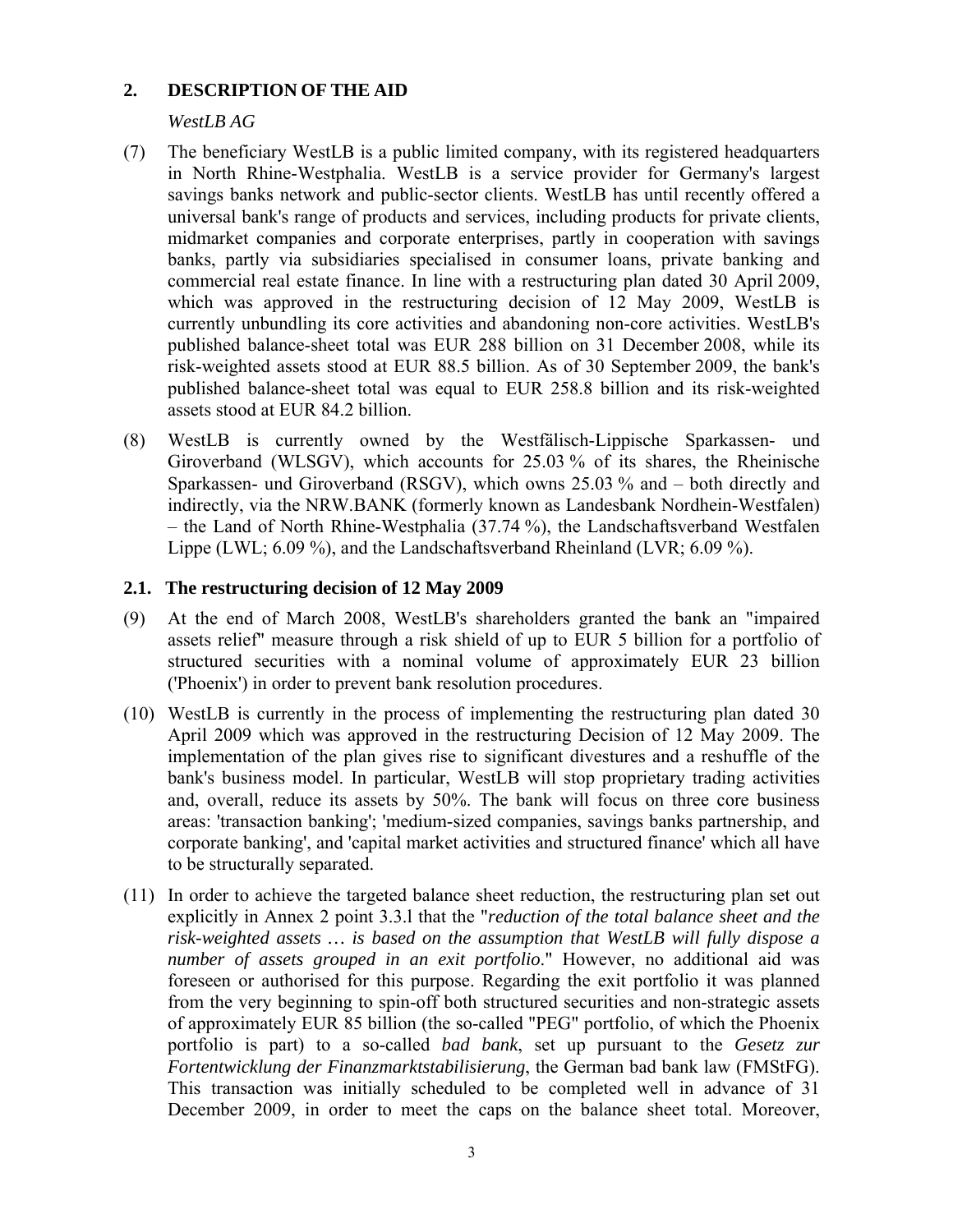## 2. DESCRIPTION OF THE AID

*WestLB AG*

(7) The beneficiary WestLB is a public limited company, with its registered headquarters in North Rhine-Westphalia. WestLB is a service provider for Germany's largest savings banks network and public-sector clients. WestLB has until recently offered a universal bank's range of products and services, including products for private clients, midmarket companies and corporate enterprises, partly in cooperation with savings banks, partly via subsidiaries specialised in consumer loans, private banking and commercial real estate finance. In line with a restructuring plan dated 30 April 2009, which was approved in the restructuring decision of 12 May 2009, WestLB is currently unbundling its core activities and abandoning non-core activities. WestLB's published balance-sheet total was EUR 288 billion on 31 December 2008, while its risk-weighted assets stood at EUR 88.5 billion. As of 30 September 2009, the bank's published balance-sheet total was equal to EUR 258.8 billion and its risk-weighted assets stood at EUR 84.2 billion.

(8) WestLB is currently owned by the Westfälisch-Lippische Sparkassen- und Giroverband (WLSGV), which accounts for 25.03 % of its shares, the Rheinische Sparkassen- und Giroverband (RSGV), which owns 25.03 % and – both directly and indirectly, via the NRW.BANK (formerly known as Landesbank Nordhein-Westfalen) – the Land of North Rhine-Westphalia (37.74 %), the Landschaftsverband Westfalen Lippe (LWL; 6.09 %), and the Landschaftsverband Rheinland (LVR; 6.09 %).

### 2.1. The restructuring decision of 12 May 2009

(9) At the end of March 2008, WestLB's shareholders granted the bank an "impaired assets relief" measure through a risk shield of up to EUR 5 billion for a portfolio of structured securities with a nominal volume of approximately EUR 23 billion ('Phoenix') in order to prevent bank resolution procedures.

(10) WestLB is currently in the process of implementing the restructuring plan dated 30 April 2009 which was approved in the restructuring Decision of 12 May 2009. The implementation of the plan gives rise to significant divestures and a reshuffle of the bank's business model. In particular, WestLB will stop proprietary trading activities and, overall, reduce its assets by 50%. The bank will focus on three core business areas: 'transaction banking'; 'medium-sized companies, savings banks partnership, and corporate banking', and 'capital market activities and structured finance' which all have to be structurally separated.

(11) In order to achieve the targeted balance sheet reduction, the restructuring plan set out explicitly in Annex 2 point 3.3.l that the "*reduction of the total balance sheet and the risk-weighted assets … is based on the assumption that WestLB will fully dispose a number of assets grouped in an exit portfolio*." However, no additional aid was foreseen or authorised for this purpose. Regarding the exit portfolio it was planned from the very beginning to spin-off both structured securities and non-strategic assets of approximately EUR 85 billion (the so-called "PEG" portfolio, of which the Phoenix portfolio is part) to a so-called *bad bank*, set up pursuant to the *Gesetz zur Fortentwicklung der Finanzmarktstabilisierung*, the German bad bank law (FMStFG). This transaction was initially scheduled to be completed well in advance of 31 December 2009, in order to meet the caps on the balance sheet total. Moreover,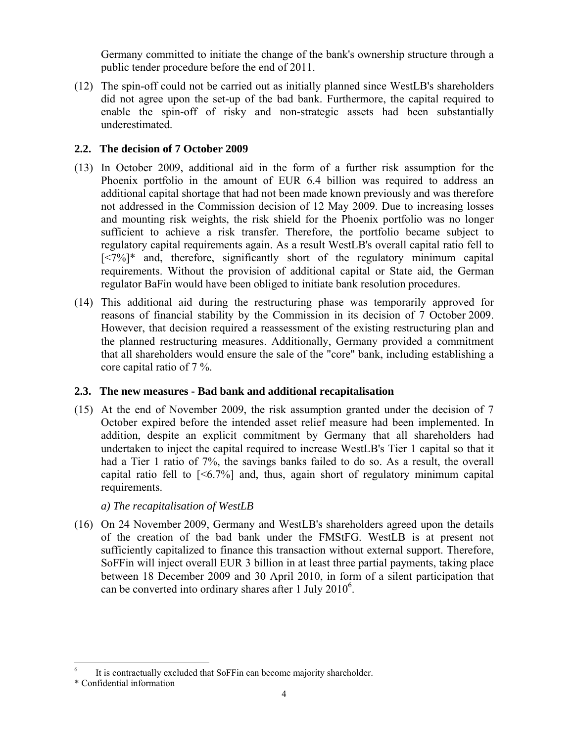Germany committed to initiate the change of the bank's ownership structure through a public tender procedure before the end of 2011.

(12) The spin-off could not be carried out as initially planned since WestLB's shareholders did not agree upon the set-up of the bad bank. Furthermore, the capital required to enable the spin-off of risky and non-strategic assets had been substantially underestimated.

## 2.2. The decision of 7 October 2009

(13) In October 2009, additional aid in the form of a further risk assumption for the Phoenix portfolio in the amount of EUR 6.4 billion was required to address an additional capital shortage that had not been made known previously and was therefore not addressed in the Commission decision of 12 May 2009. Due to increasing losses and mounting risk weights, the risk shield for the Phoenix portfolio was no longer sufficient to achieve a risk transfer. Therefore, the portfolio became subject to regulatory capital requirements again. As a result WestLB's overall capital ratio fell to [<7%]* and, therefore, significantly short of the regulatory minimum capital requirements. Without the provision of additional capital or State aid, the German regulator BaFin would have been obliged to initiate bank resolution procedures.

(14) This additional aid during the restructuring phase was temporarily approved for reasons of financial stability by the Commission in its decision of 7 October 2009. However, that decision required a reassessment of the existing restructuring plan and the planned restructuring measures. Additionally, Germany provided a commitment that all shareholders would ensure the sale of the "core" bank, including establishing a core capital ratio of 7 %.

## 2.3. The new measures - Bad bank and additional recapitalisation

(15) At the end of November 2009, the risk assumption granted under the decision of 7 October expired before the intended asset relief measure had been implemented. In addition, despite an explicit commitment by Germany that all shareholders had undertaken to inject the capital required to increase WestLB's Tier 1 capital so that it had a Tier 1 ratio of 7%, the savings banks failed to do so. As a result, the overall capital ratio fell to [<6.7%] and, thus, again short of regulatory minimum capital requirements.

*a) The recapitalisation of WestLB*

(16) On 24 November 2009, Germany and WestLB's shareholders agreed upon the details of the creation of the bad bank under the FMStFG. WestLB is at present not sufficiently capitalized to finance this transaction without external support. Therefore, SoFFin will inject overall EUR 3 billion in at least three partial payments, taking place between 18 December 2009 and 30 April 2010, in form of a silent participation that can be converted into ordinary shares after 1 July 2010[6].

---

[6] It is contractually excluded that SoFFin can become majority shareholder.

\* Confidential information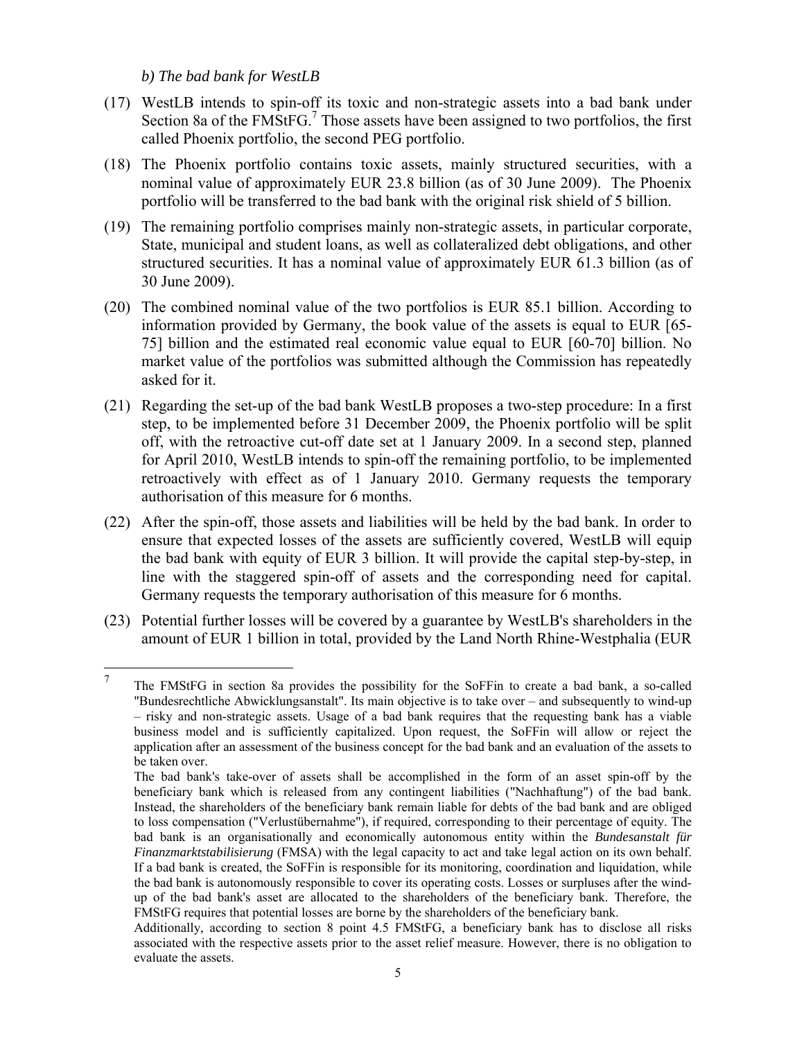*b) The bad bank for WestLB*

(17) WestLB intends to spin-off its toxic and non-strategic assets into a bad bank under Section 8a of the FMStFG.[7] Those assets have been assigned to two portfolios, the first called Phoenix portfolio, the second PEG portfolio.

(18) The Phoenix portfolio contains toxic assets, mainly structured securities, with a nominal value of approximately EUR 23.8 billion (as of 30 June 2009). The Phoenix portfolio will be transferred to the bad bank with the original risk shield of 5 billion.

(19) The remaining portfolio comprises mainly non-strategic assets, in particular corporate, State, municipal and student loans, as well as collateralized debt obligations, and other structured securities. It has a nominal value of approximately EUR 61.3 billion (as of 30 June 2009).

(20) The combined nominal value of the two portfolios is EUR 85.1 billion. According to information provided by Germany, the book value of the assets is equal to EUR [65-75] billion and the estimated real economic value equal to EUR [60-70] billion. No market value of the portfolios was submitted although the Commission has repeatedly asked for it.

(21) Regarding the set-up of the bad bank WestLB proposes a two-step procedure: In a first step, to be implemented before 31 December 2009, the Phoenix portfolio will be split off, with the retroactive cut-off date set at 1 January 2009. In a second step, planned for April 2010, WestLB intends to spin-off the remaining portfolio, to be implemented retroactively with effect as of 1 January 2010. Germany requests the temporary authorisation of this measure for 6 months.

(22) After the spin-off, those assets and liabilities will be held by the bad bank. In order to ensure that expected losses of the assets are sufficiently covered, WestLB will equip the bad bank with equity of EUR 3 billion. It will provide the capital step-by-step, in line with the staggered spin-off of assets and the corresponding need for capital. Germany requests the temporary authorisation of this measure for 6 months.

(23) Potential further losses will be covered by a guarantee by WestLB's shareholders in the amount of EUR 1 billion in total, provided by the Land North Rhine-Westphalia (EUR

---

[7] The FMStFG in section 8a provides the possibility for the SoFFin to create a bad bank, a so-called "Bundesrechtliche Abwicklungsanstalt". Its main objective is to take over – and subsequently to wind-up – risky and non-strategic assets. Usage of a bad bank requires that the requesting bank has a viable business model and is sufficiently capitalized. Upon request, the SoFFin will allow or reject the application after an assessment of the business concept for the bad bank and an evaluation of the assets to be taken over.

The bad bank's take-over of assets shall be accomplished in the form of an asset spin-off by the beneficiary bank which is released from any contingent liabilities ("Nachhaftung") of the bad bank. Instead, the shareholders of the beneficiary bank remain liable for debts of the bad bank and are obliged to loss compensation ("Verlustübernahme"), if required, corresponding to their percentage of equity. The bad bank is an organisationally and economically autonomous entity within the *Bundesanstalt für Finanzmarktstabilisierung* (FMSA) with the legal capacity to act and take legal action on its own behalf. If a bad bank is created, the SoFFin is responsible for its monitoring, coordination and liquidation, while the bad bank is autonomously responsible to cover its operating costs. Losses or surpluses after the wind-up of the bad bank's asset are allocated to the shareholders of the beneficiary bank. Therefore, the FMStFG requires that potential losses are borne by the shareholders of the beneficiary bank.

Additionally, according to section 8 point 4.5 FMStFG, a beneficiary bank has to disclose all risks associated with the respective assets prior to the asset relief measure. However, there is no obligation to evaluate the assets.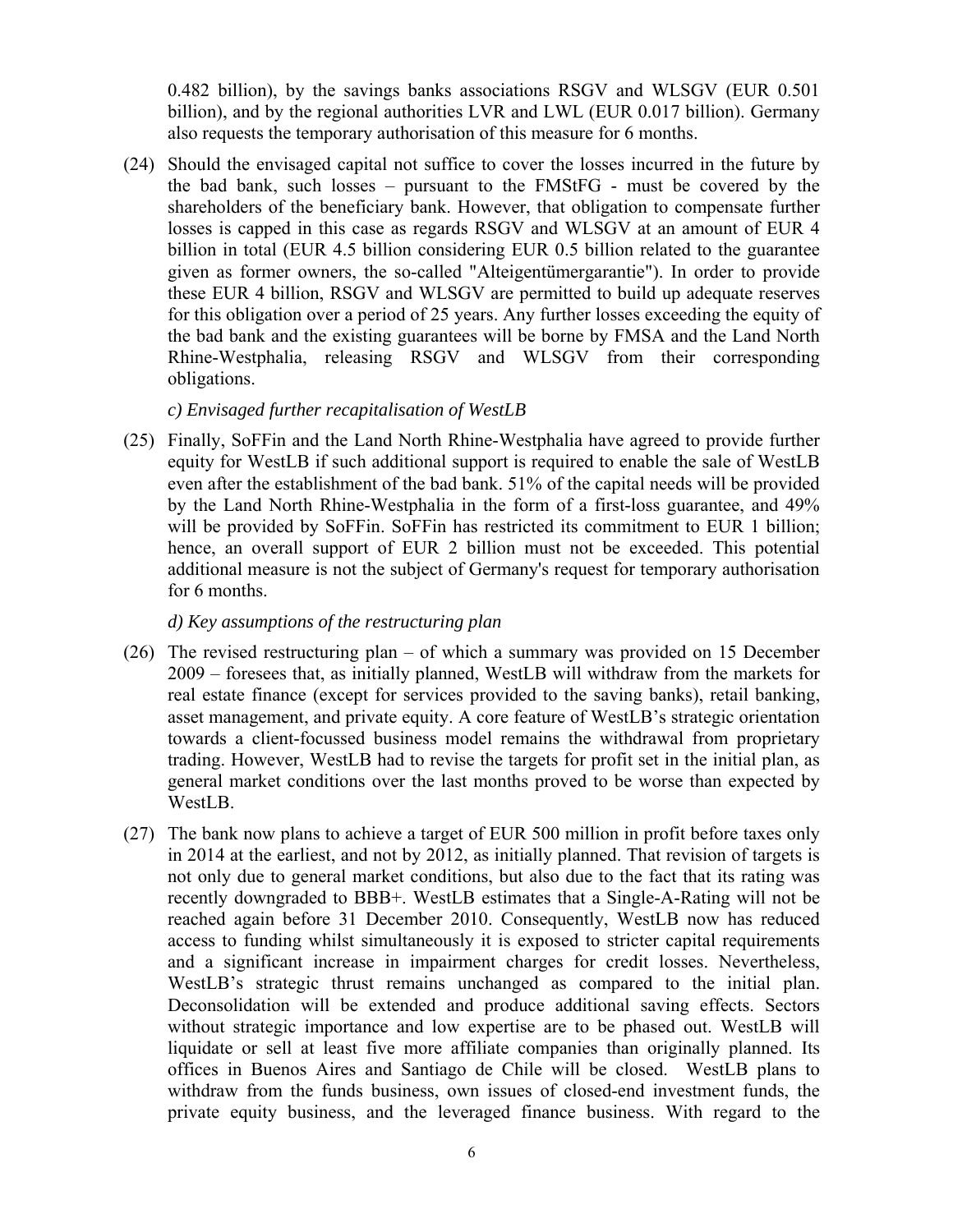0.482 billion), by the savings banks associations RSGV and WLSGV (EUR 0.501 billion), and by the regional authorities LVR and LWL (EUR 0.017 billion). Germany also requests the temporary authorisation of this measure for 6 months.

(24) Should the envisaged capital not suffice to cover the losses incurred in the future by the bad bank, such losses – pursuant to the FMStFG - must be covered by the shareholders of the beneficiary bank. However, that obligation to compensate further losses is capped in this case as regards RSGV and WLSGV at an amount of EUR 4 billion in total (EUR 4.5 billion considering EUR 0.5 billion related to the guarantee given as former owners, the so-called "Alteigentümergarantie"). In order to provide these EUR 4 billion, RSGV and WLSGV are permitted to build up adequate reserves for this obligation over a period of 25 years. Any further losses exceeding the equity of the bad bank and the existing guarantees will be borne by FMSA and the Land North Rhine-Westphalia, releasing RSGV and WLSGV from their corresponding obligations.

*c) Envisaged further recapitalisation of WestLB*

(25) Finally, SoFFin and the Land North Rhine-Westphalia have agreed to provide further equity for WestLB if such additional support is required to enable the sale of WestLB even after the establishment of the bad bank. 51% of the capital needs will be provided by the Land North Rhine-Westphalia in the form of a first-loss guarantee, and 49% will be provided by SoFFin. SoFFin has restricted its commitment to EUR 1 billion; hence, an overall support of EUR 2 billion must not be exceeded. This potential additional measure is not the subject of Germany's request for temporary authorisation for 6 months.

*d) Key assumptions of the restructuring plan*

(26) The revised restructuring plan – of which a summary was provided on 15 December 2009 – foresees that, as initially planned, WestLB will withdraw from the markets for real estate finance (except for services provided to the saving banks), retail banking, asset management, and private equity. A core feature of WestLB's strategic orientation towards a client-focussed business model remains the withdrawal from proprietary trading. However, WestLB had to revise the targets for profit set in the initial plan, as general market conditions over the last months proved to be worse than expected by WestLB.

(27) The bank now plans to achieve a target of EUR 500 million in profit before taxes only in 2014 at the earliest, and not by 2012, as initially planned. That revision of targets is not only due to general market conditions, but also due to the fact that its rating was recently downgraded to BBB+. WestLB estimates that a Single-A-Rating will not be reached again before 31 December 2010. Consequently, WestLB now has reduced access to funding whilst simultaneously it is exposed to stricter capital requirements and a significant increase in impairment charges for credit losses. Nevertheless, WestLB's strategic thrust remains unchanged as compared to the initial plan. Deconsolidation will be extended and produce additional saving effects. Sectors without strategic importance and low expertise are to be phased out. WestLB will liquidate or sell at least five more affiliate companies than originally planned. Its offices in Buenos Aires and Santiago de Chile will be closed. WestLB plans to withdraw from the funds business, own issues of closed-end investment funds, the private equity business, and the leveraged finance business. With regard to the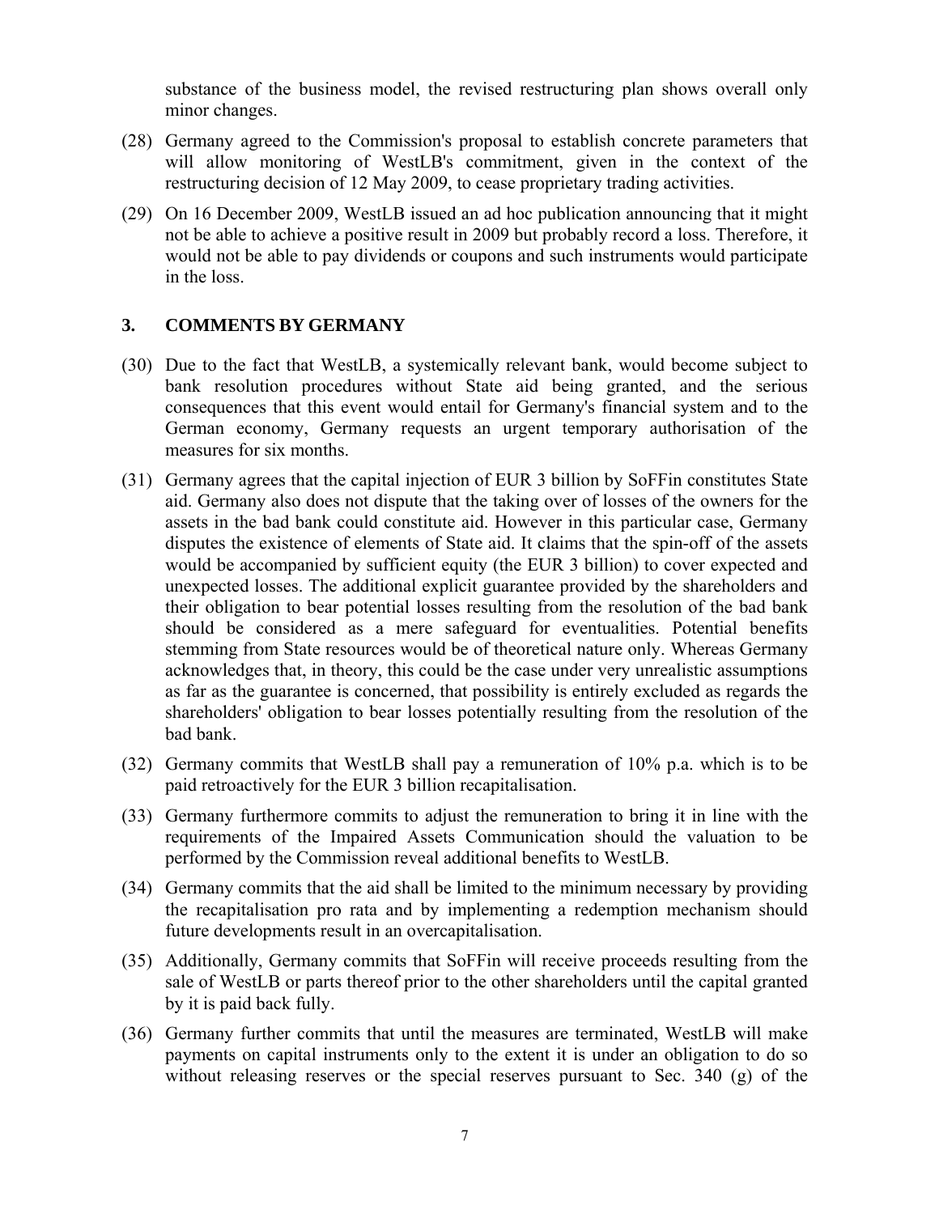substance of the business model, the revised restructuring plan shows overall only minor changes.

(28) Germany agreed to the Commission's proposal to establish concrete parameters that will allow monitoring of WestLB's commitment, given in the context of the restructuring decision of 12 May 2009, to cease proprietary trading activities.

(29) On 16 December 2009, WestLB issued an ad hoc publication announcing that it might not be able to achieve a positive result in 2009 but probably record a loss. Therefore, it would not be able to pay dividends or coupons and such instruments would participate in the loss.

## 3. COMMENTS BY GERMANY

(30) Due to the fact that WestLB, a systemically relevant bank, would become subject to bank resolution procedures without State aid being granted, and the serious consequences that this event would entail for Germany's financial system and to the German economy, Germany requests an urgent temporary authorisation of the measures for six months.

(31) Germany agrees that the capital injection of EUR 3 billion by SoFFin constitutes State aid. Germany also does not dispute that the taking over of losses of the owners for the assets in the bad bank could constitute aid. However in this particular case, Germany disputes the existence of elements of State aid. It claims that the spin-off of the assets would be accompanied by sufficient equity (the EUR 3 billion) to cover expected and unexpected losses. The additional explicit guarantee provided by the shareholders and their obligation to bear potential losses resulting from the resolution of the bad bank should be considered as a mere safeguard for eventualities. Potential benefits stemming from State resources would be of theoretical nature only. Whereas Germany acknowledges that, in theory, this could be the case under very unrealistic assumptions as far as the guarantee is concerned, that possibility is entirely excluded as regards the shareholders' obligation to bear losses potentially resulting from the resolution of the bad bank.

(32) Germany commits that WestLB shall pay a remuneration of 10% p.a. which is to be paid retroactively for the EUR 3 billion recapitalisation.

(33) Germany furthermore commits to adjust the remuneration to bring it in line with the requirements of the Impaired Assets Communication should the valuation to be performed by the Commission reveal additional benefits to WestLB.

(34) Germany commits that the aid shall be limited to the minimum necessary by providing the recapitalisation pro rata and by implementing a redemption mechanism should future developments result in an overcapitalisation.

(35) Additionally, Germany commits that SoFFin will receive proceeds resulting from the sale of WestLB or parts thereof prior to the other shareholders until the capital granted by it is paid back fully.

(36) Germany further commits that until the measures are terminated, WestLB will make payments on capital instruments only to the extent it is under an obligation to do so without releasing reserves or the special reserves pursuant to Sec. 340 (g) of the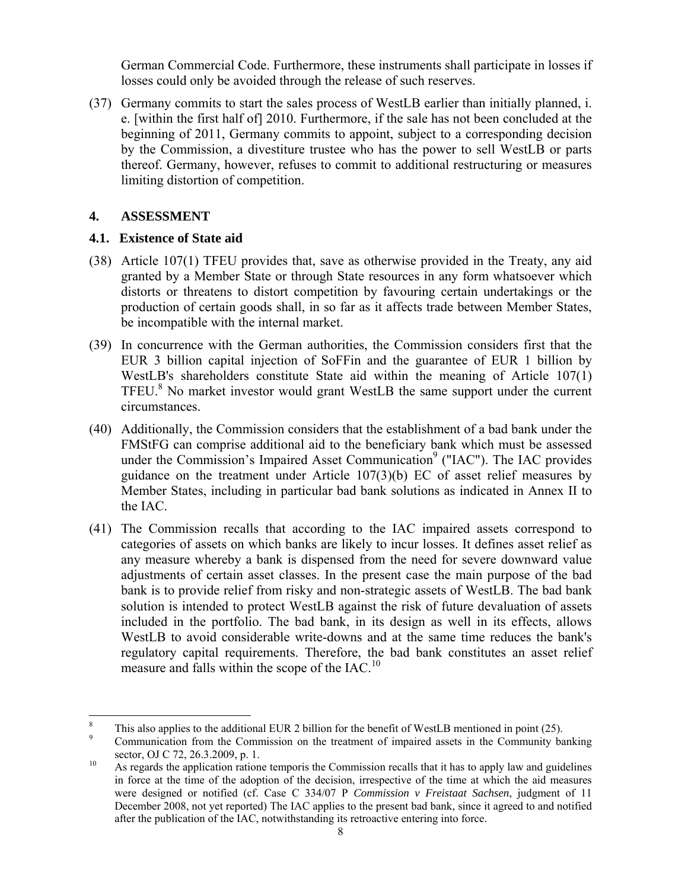German Commercial Code. Furthermore, these instruments shall participate in losses if losses could only be avoided through the release of such reserves.

(37) Germany commits to start the sales process of WestLB earlier than initially planned, i. e. [within the first half of] 2010. Furthermore, if the sale has not been concluded at the beginning of 2011, Germany commits to appoint, subject to a corresponding decision by the Commission, a divestiture trustee who has the power to sell WestLB or parts thereof. Germany, however, refuses to commit to additional restructuring or measures limiting distortion of competition.

## 4. ASSESSMENT

### 4.1. Existence of State aid

(38) Article 107(1) TFEU provides that, save as otherwise provided in the Treaty, any aid granted by a Member State or through State resources in any form whatsoever which distorts or threatens to distort competition by favouring certain undertakings or the production of certain goods shall, in so far as it affects trade between Member States, be incompatible with the internal market.

(39) In concurrence with the German authorities, the Commission considers first that the EUR 3 billion capital injection of SoFFin and the guarantee of EUR 1 billion by WestLB's shareholders constitute State aid within the meaning of Article 107(1) TFEU.[8] No market investor would grant WestLB the same support under the current circumstances.

(40) Additionally, the Commission considers that the establishment of a bad bank under the FMStFG can comprise additional aid to the beneficiary bank which must be assessed under the Commission's Impaired Asset Communication[9] ("IAC"). The IAC provides guidance on the treatment under Article 107(3)(b) EC of asset relief measures by Member States, including in particular bad bank solutions as indicated in Annex II to the IAC.

(41) The Commission recalls that according to the IAC impaired assets correspond to categories of assets on which banks are likely to incur losses. It defines asset relief as any measure whereby a bank is dispensed from the need for severe downward value adjustments of certain asset classes. In the present case the main purpose of the bad bank is to provide relief from risky and non-strategic assets of WestLB. The bad bank solution is intended to protect WestLB against the risk of future devaluation of assets included in the portfolio. The bad bank, in its design as well in its effects, allows WestLB to avoid considerable write-downs and at the same time reduces the bank's regulatory capital requirements. Therefore, the bad bank constitutes an asset relief measure and falls within the scope of the IAC.[10]

---

[8] This also applies to the additional EUR 2 billion for the benefit of WestLB mentioned in point (25).

[9] Communication from the Commission on the treatment of impaired assets in the Community banking sector, OJ C 72, 26.3.2009, p. 1.

[10] As regards the application ratione temporis the Commission recalls that it has to apply law and guidelines in force at the time of the adoption of the decision, irrespective of the time at which the aid measures were designed or notified (cf. Case C 334/07 P *Commission v Freistaat Sachsen*, judgment of 11 December 2008, not yet reported) The IAC applies to the present bad bank, since it agreed to and notified after the publication of the IAC, notwithstanding its retroactive entering into force.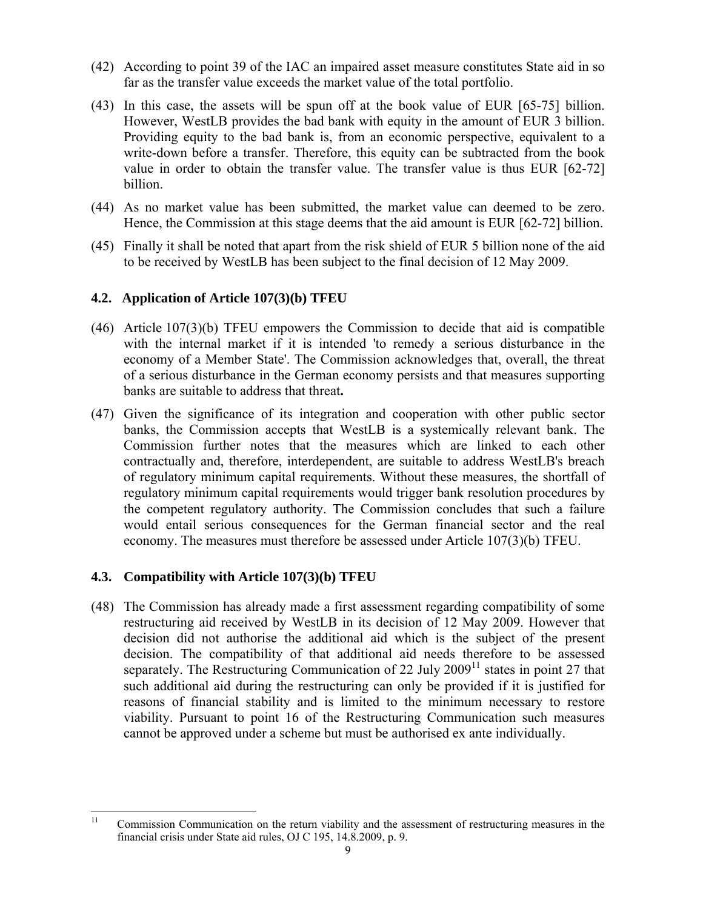(42) According to point 39 of the IAC an impaired asset measure constitutes State aid in so far as the transfer value exceeds the market value of the total portfolio.

(43) In this case, the assets will be spun off at the book value of EUR [65-75] billion. However, WestLB provides the bad bank with equity in the amount of EUR 3 billion. Providing equity to the bad bank is, from an economic perspective, equivalent to a write-down before a transfer. Therefore, this equity can be subtracted from the book value in order to obtain the transfer value. The transfer value is thus EUR [62-72] billion.

(44) As no market value has been submitted, the market value can deemed to be zero. Hence, the Commission at this stage deems that the aid amount is EUR [62-72] billion.

(45) Finally it shall be noted that apart from the risk shield of EUR 5 billion none of the aid to be received by WestLB has been subject to the final decision of 12 May 2009.

### 4.2. Application of Article 107(3)(b) TFEU

(46) Article 107(3)(b) TFEU empowers the Commission to decide that aid is compatible with the internal market if it is intended 'to remedy a serious disturbance in the economy of a Member State'. The Commission acknowledges that, overall, the threat of a serious disturbance in the German economy persists and that measures supporting banks are suitable to address that threat**.**

(47) Given the significance of its integration and cooperation with other public sector banks, the Commission accepts that WestLB is a systemically relevant bank. The Commission further notes that the measures which are linked to each other contractually and, therefore, interdependent, are suitable to address WestLB's breach of regulatory minimum capital requirements. Without these measures, the shortfall of regulatory minimum capital requirements would trigger bank resolution procedures by the competent regulatory authority. The Commission concludes that such a failure would entail serious consequences for the German financial sector and the real economy. The measures must therefore be assessed under Article 107(3)(b) TFEU.

### 4.3. Compatibility with Article 107(3)(b) TFEU

(48) The Commission has already made a first assessment regarding compatibility of some restructuring aid received by WestLB in its decision of 12 May 2009. However that decision did not authorise the additional aid which is the subject of the present decision. The compatibility of that additional aid needs therefore to be assessed separately. The Restructuring Communication of 22 July 2009[11] states in point 27 that such additional aid during the restructuring can only be provided if it is justified for reasons of financial stability and is limited to the minimum necessary to restore viability. Pursuant to point 16 of the Restructuring Communication such measures cannot be approved under a scheme but must be authorised ex ante individually.

---

[11] Commission Communication on the return viability and the assessment of restructuring measures in the financial crisis under State aid rules, OJ C 195, 14.8.2009, p. 9.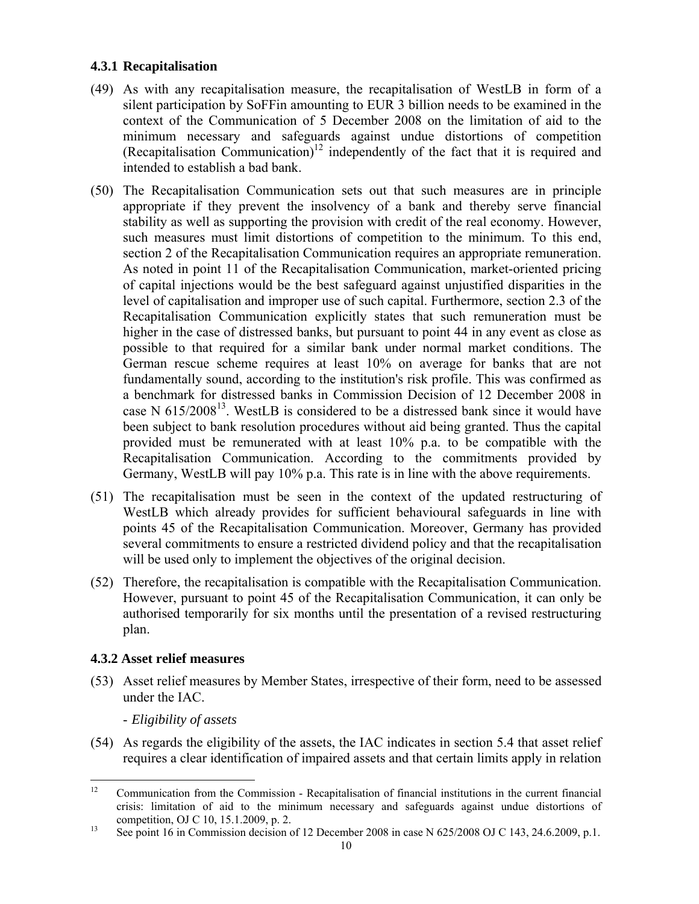### 4.3.1 Recapitalisation

(49) As with any recapitalisation measure, the recapitalisation of WestLB in form of a silent participation by SoFFin amounting to EUR 3 billion needs to be examined in the context of the Communication of 5 December 2008 on the limitation of aid to the minimum necessary and safeguards against undue distortions of competition (Recapitalisation Communication)[12] independently of the fact that it is required and intended to establish a bad bank.

(50) The Recapitalisation Communication sets out that such measures are in principle appropriate if they prevent the insolvency of a bank and thereby serve financial stability as well as supporting the provision with credit of the real economy. However, such measures must limit distortions of competition to the minimum. To this end, section 2 of the Recapitalisation Communication requires an appropriate remuneration. As noted in point 11 of the Recapitalisation Communication, market-oriented pricing of capital injections would be the best safeguard against unjustified disparities in the level of capitalisation and improper use of such capital. Furthermore, section 2.3 of the Recapitalisation Communication explicitly states that such remuneration must be higher in the case of distressed banks, but pursuant to point 44 in any event as close as possible to that required for a similar bank under normal market conditions. The German rescue scheme requires at least 10% on average for banks that are not fundamentally sound, according to the institution's risk profile. This was confirmed as a benchmark for distressed banks in Commission Decision of 12 December 2008 in case N 615/2008[13]. WestLB is considered to be a distressed bank since it would have been subject to bank resolution procedures without aid being granted. Thus the capital provided must be remunerated with at least 10% p.a. to be compatible with the Recapitalisation Communication. According to the commitments provided by Germany, WestLB will pay 10% p.a. This rate is in line with the above requirements.

(51) The recapitalisation must be seen in the context of the updated restructuring of WestLB which already provides for sufficient behavioural safeguards in line with points 45 of the Recapitalisation Communication. Moreover, Germany has provided several commitments to ensure a restricted dividend policy and that the recapitalisation will be used only to implement the objectives of the original decision.

(52) Therefore, the recapitalisation is compatible with the Recapitalisation Communication. However, pursuant to point 45 of the Recapitalisation Communication, it can only be authorised temporarily for six months until the presentation of a revised restructuring plan.

### 4.3.2 Asset relief measures

(53) Asset relief measures by Member States, irrespective of their form, need to be assessed under the IAC.

- *Eligibility of assets*

(54) As regards the eligibility of the assets, the IAC indicates in section 5.4 that asset relief requires a clear identification of impaired assets and that certain limits apply in relation

---

[12] Communication from the Commission - Recapitalisation of financial institutions in the current financial crisis: limitation of aid to the minimum necessary and safeguards against undue distortions of competition, OJ C 10, 15.1.2009, p. 2.

[13] See point 16 in Commission decision of 12 December 2008 in case N 625/2008 OJ C 143, 24.6.2009, p.1.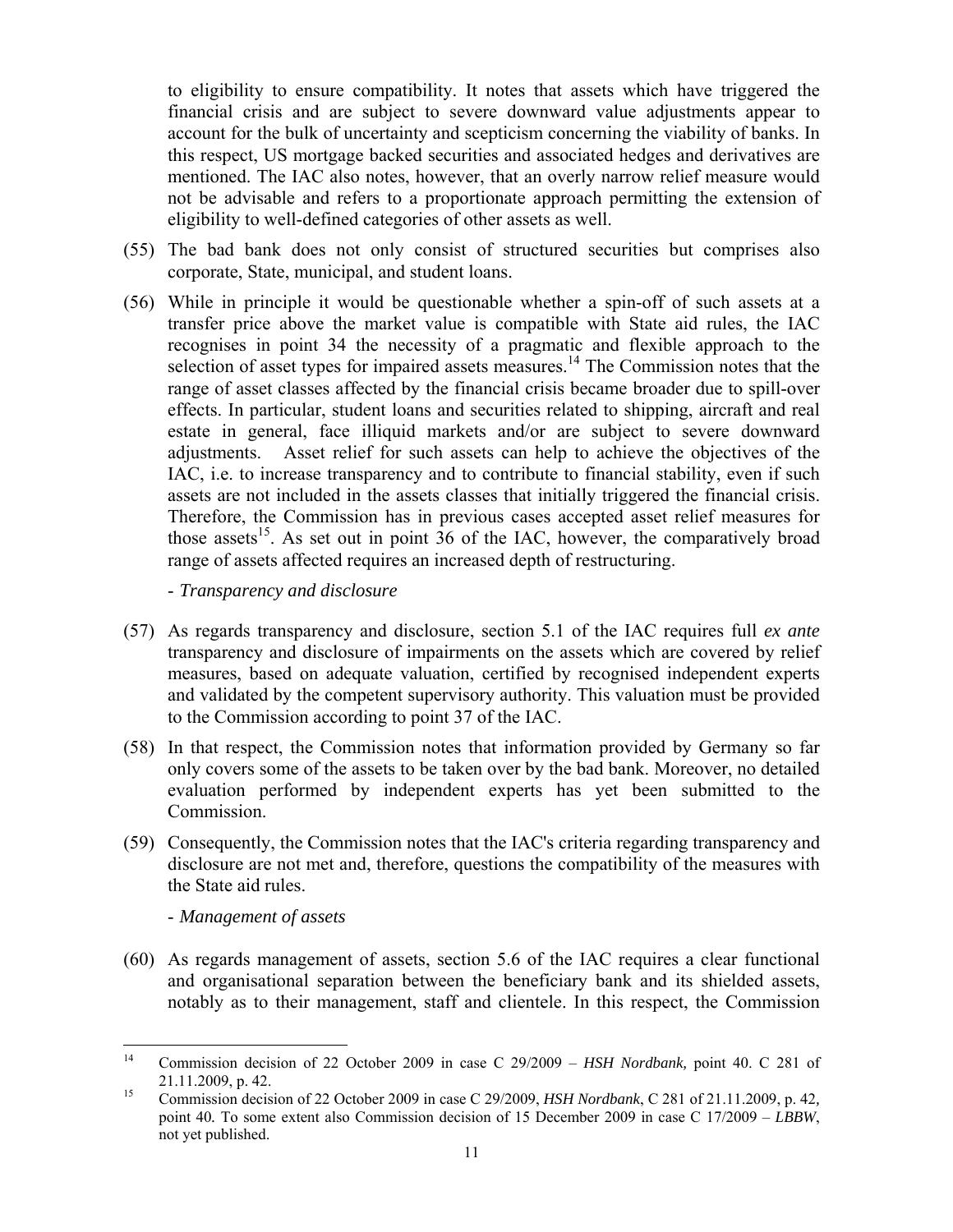to eligibility to ensure compatibility. It notes that assets which have triggered the financial crisis and are subject to severe downward value adjustments appear to account for the bulk of uncertainty and scepticism concerning the viability of banks. In this respect, US mortgage backed securities and associated hedges and derivatives are mentioned. The IAC also notes, however, that an overly narrow relief measure would not be advisable and refers to a proportionate approach permitting the extension of eligibility to well-defined categories of other assets as well.

(55) The bad bank does not only consist of structured securities but comprises also corporate, State, municipal, and student loans.

(56) While in principle it would be questionable whether a spin-off of such assets at a transfer price above the market value is compatible with State aid rules, the IAC recognises in point 34 the necessity of a pragmatic and flexible approach to the selection of asset types for impaired assets measures.[14] The Commission notes that the range of asset classes affected by the financial crisis became broader due to spill-over effects. In particular, student loans and securities related to shipping, aircraft and real estate in general, face illiquid markets and/or are subject to severe downward adjustments. Asset relief for such assets can help to achieve the objectives of the IAC, i.e. to increase transparency and to contribute to financial stability, even if such assets are not included in the assets classes that initially triggered the financial crisis. Therefore, the Commission has in previous cases accepted asset relief measures for those assets[15]. As set out in point 36 of the IAC, however, the comparatively broad range of assets affected requires an increased depth of restructuring.

- *Transparency and disclosure*

(57) As regards transparency and disclosure, section 5.1 of the IAC requires full *ex ante* transparency and disclosure of impairments on the assets which are covered by relief measures, based on adequate valuation, certified by recognised independent experts and validated by the competent supervisory authority. This valuation must be provided to the Commission according to point 37 of the IAC.

(58) In that respect, the Commission notes that information provided by Germany so far only covers some of the assets to be taken over by the bad bank. Moreover, no detailed evaluation performed by independent experts has yet been submitted to the Commission.

(59) Consequently, the Commission notes that the IAC's criteria regarding transparency and disclosure are not met and, therefore, questions the compatibility of the measures with the State aid rules.

- *Management of assets*

(60) As regards management of assets, section 5.6 of the IAC requires a clear functional and organisational separation between the beneficiary bank and its shielded assets, notably as to their management, staff and clientele. In this respect, the Commission

---

[14] Commission decision of 22 October 2009 in case C 29/2009 – *HSH Nordbank,* point 40. C 281 of 21.11.2009, p. 42.

[15] Commission decision of 22 October 2009 in case C 29/2009, *HSH Nordbank*, C 281 of 21.11.2009, p. 42, point 40. To some extent also Commission decision of 15 December 2009 in case C 17/2009 – *LBBW*, not yet published.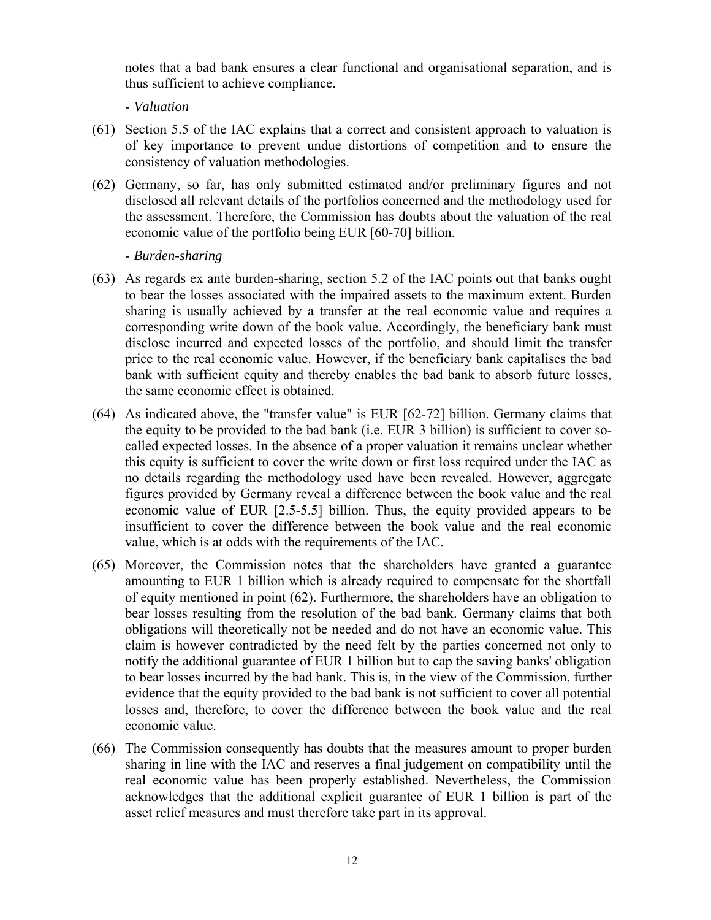notes that a bad bank ensures a clear functional and organisational separation, and is thus sufficient to achieve compliance.

- *Valuation*

(61) Section 5.5 of the IAC explains that a correct and consistent approach to valuation is of key importance to prevent undue distortions of competition and to ensure the consistency of valuation methodologies.

(62) Germany, so far, has only submitted estimated and/or preliminary figures and not disclosed all relevant details of the portfolios concerned and the methodology used for the assessment. Therefore, the Commission has doubts about the valuation of the real economic value of the portfolio being EUR [60-70] billion.

- *Burden-sharing*

(63) As regards ex ante burden-sharing, section 5.2 of the IAC points out that banks ought to bear the losses associated with the impaired assets to the maximum extent. Burden sharing is usually achieved by a transfer at the real economic value and requires a corresponding write down of the book value. Accordingly, the beneficiary bank must disclose incurred and expected losses of the portfolio, and should limit the transfer price to the real economic value. However, if the beneficiary bank capitalises the bad bank with sufficient equity and thereby enables the bad bank to absorb future losses, the same economic effect is obtained.

(64) As indicated above, the "transfer value" is EUR [62-72] billion. Germany claims that the equity to be provided to the bad bank (i.e. EUR 3 billion) is sufficient to cover so-called expected losses. In the absence of a proper valuation it remains unclear whether this equity is sufficient to cover the write down or first loss required under the IAC as no details regarding the methodology used have been revealed. However, aggregate figures provided by Germany reveal a difference between the book value and the real economic value of EUR [2.5-5.5] billion. Thus, the equity provided appears to be insufficient to cover the difference between the book value and the real economic value, which is at odds with the requirements of the IAC.

(65) Moreover, the Commission notes that the shareholders have granted a guarantee amounting to EUR 1 billion which is already required to compensate for the shortfall of equity mentioned in point (62). Furthermore, the shareholders have an obligation to bear losses resulting from the resolution of the bad bank. Germany claims that both obligations will theoretically not be needed and do not have an economic value. This claim is however contradicted by the need felt by the parties concerned not only to notify the additional guarantee of EUR 1 billion but to cap the saving banks' obligation to bear losses incurred by the bad bank. This is, in the view of the Commission, further evidence that the equity provided to the bad bank is not sufficient to cover all potential losses and, therefore, to cover the difference between the book value and the real economic value.

(66) The Commission consequently has doubts that the measures amount to proper burden sharing in line with the IAC and reserves a final judgement on compatibility until the real economic value has been properly established. Nevertheless, the Commission acknowledges that the additional explicit guarantee of EUR 1 billion is part of the asset relief measures and must therefore take part in its approval.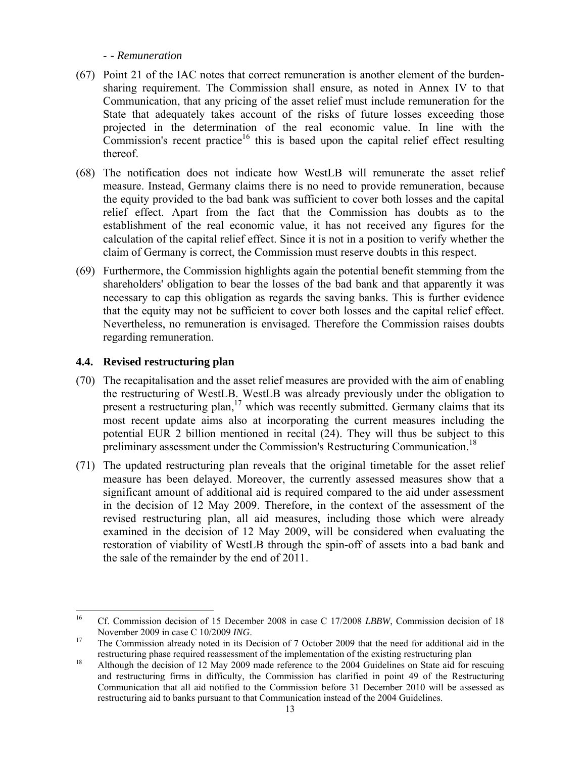- - *Remuneration*

(67) Point 21 of the IAC notes that correct remuneration is another element of the burden-sharing requirement. The Commission shall ensure, as noted in Annex IV to that Communication, that any pricing of the asset relief must include remuneration for the State that adequately takes account of the risks of future losses exceeding those projected in the determination of the real economic value. In line with the Commission's recent practice[16] this is based upon the capital relief effect resulting thereof.

(68) The notification does not indicate how WestLB will remunerate the asset relief measure. Instead, Germany claims there is no need to provide remuneration, because the equity provided to the bad bank was sufficient to cover both losses and the capital relief effect. Apart from the fact that the Commission has doubts as to the establishment of the real economic value, it has not received any figures for the calculation of the capital relief effect. Since it is not in a position to verify whether the claim of Germany is correct, the Commission must reserve doubts in this respect.

(69) Furthermore, the Commission highlights again the potential benefit stemming from the shareholders' obligation to bear the losses of the bad bank and that apparently it was necessary to cap this obligation as regards the saving banks. This is further evidence that the equity may not be sufficient to cover both losses and the capital relief effect. Nevertheless, no remuneration is envisaged. Therefore the Commission raises doubts regarding remuneration.

## 4.4. Revised restructuring plan

(70) The recapitalisation and the asset relief measures are provided with the aim of enabling the restructuring of WestLB. WestLB was already previously under the obligation to present a restructuring plan,[17] which was recently submitted. Germany claims that its most recent update aims also at incorporating the current measures including the potential EUR 2 billion mentioned in recital (24). They will thus be subject to this preliminary assessment under the Commission's Restructuring Communication.[18]

(71) The updated restructuring plan reveals that the original timetable for the asset relief measure has been delayed. Moreover, the currently assessed measures show that a significant amount of additional aid is required compared to the aid under assessment in the decision of 12 May 2009. Therefore, in the context of the assessment of the revised restructuring plan, all aid measures, including those which were already examined in the decision of 12 May 2009, will be considered when evaluating the restoration of viability of WestLB through the spin-off of assets into a bad bank and the sale of the remainder by the end of 2011.

---

[16] Cf. Commission decision of 15 December 2008 in case C 17/2008 *LBBW*, Commission decision of 18 November 2009 in case C 10/2009 *ING*.

[17] The Commission already noted in its Decision of 7 October 2009 that the need for additional aid in the restructuring phase required reassessment of the implementation of the existing restructuring plan

[18] Although the decision of 12 May 2009 made reference to the 2004 Guidelines on State aid for rescuing and restructuring firms in difficulty, the Commission has clarified in point 49 of the Restructuring Communication that all aid notified to the Commission before 31 December 2010 will be assessed as restructuring aid to banks pursuant to that Communication instead of the 2004 Guidelines.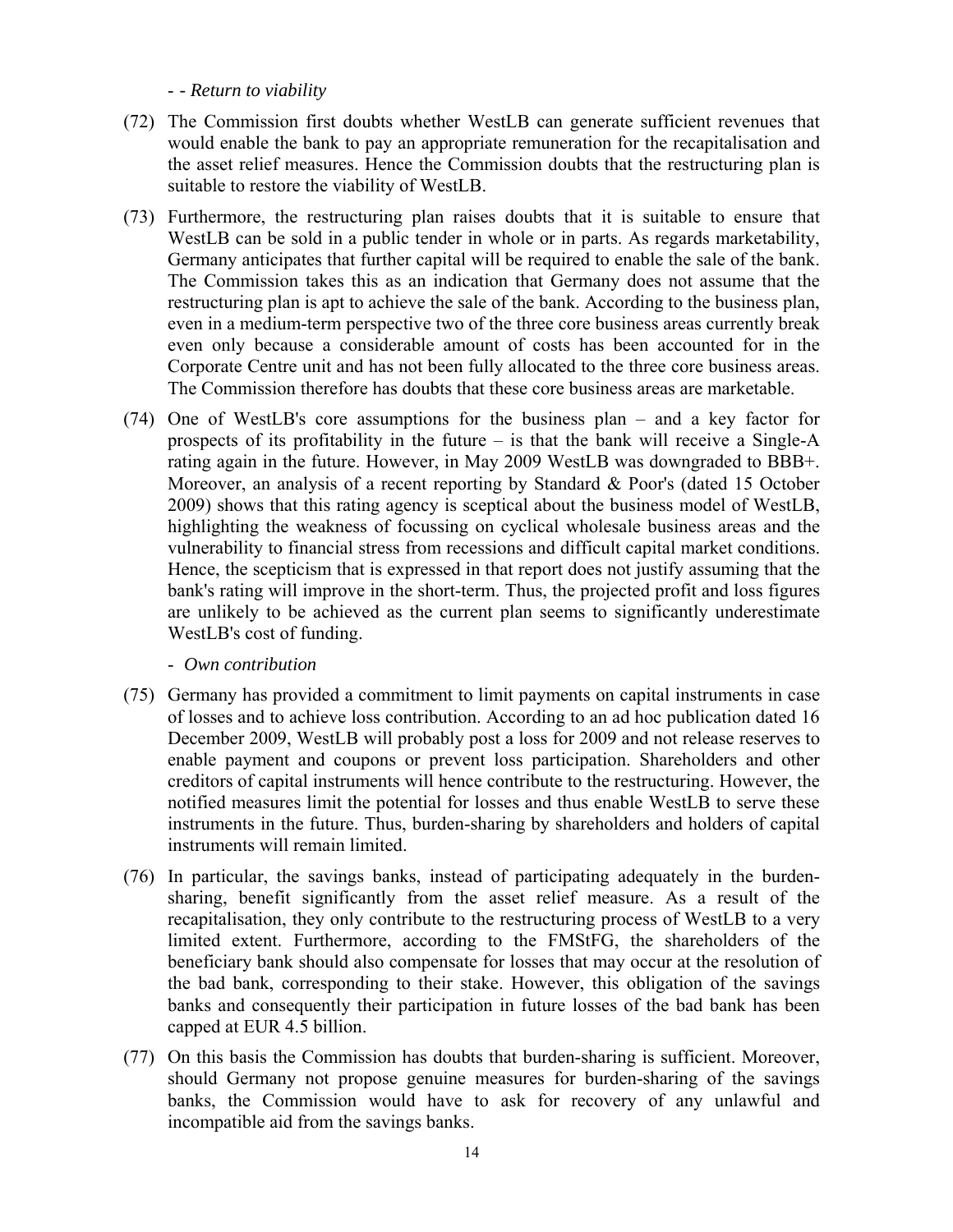- - *Return to viability*

(72) The Commission first doubts whether WestLB can generate sufficient revenues that would enable the bank to pay an appropriate remuneration for the recapitalisation and the asset relief measures. Hence the Commission doubts that the restructuring plan is suitable to restore the viability of WestLB.

(73) Furthermore, the restructuring plan raises doubts that it is suitable to ensure that WestLB can be sold in a public tender in whole or in parts. As regards marketability, Germany anticipates that further capital will be required to enable the sale of the bank. The Commission takes this as an indication that Germany does not assume that the restructuring plan is apt to achieve the sale of the bank. According to the business plan, even in a medium-term perspective two of the three core business areas currently break even only because a considerable amount of costs has been accounted for in the Corporate Centre unit and has not been fully allocated to the three core business areas. The Commission therefore has doubts that these core business areas are marketable.

(74) One of WestLB's core assumptions for the business plan – and a key factor for prospects of its profitability in the future – is that the bank will receive a Single-A rating again in the future. However, in May 2009 WestLB was downgraded to BBB+. Moreover, an analysis of a recent reporting by Standard & Poor's (dated 15 October 2009) shows that this rating agency is sceptical about the business model of WestLB, highlighting the weakness of focussing on cyclical wholesale business areas and the vulnerability to financial stress from recessions and difficult capital market conditions. Hence, the scepticism that is expressed in that report does not justify assuming that the bank's rating will improve in the short-term. Thus, the projected profit and loss figures are unlikely to be achieved as the current plan seems to significantly underestimate WestLB's cost of funding.

- *Own contribution*

(75) Germany has provided a commitment to limit payments on capital instruments in case of losses and to achieve loss contribution. According to an ad hoc publication dated 16 December 2009, WestLB will probably post a loss for 2009 and not release reserves to enable payment and coupons or prevent loss participation. Shareholders and other creditors of capital instruments will hence contribute to the restructuring. However, the notified measures limit the potential for losses and thus enable WestLB to serve these instruments in the future. Thus, burden-sharing by shareholders and holders of capital instruments will remain limited.

(76) In particular, the savings banks, instead of participating adequately in the burden-sharing, benefit significantly from the asset relief measure. As a result of the recapitalisation, they only contribute to the restructuring process of WestLB to a very limited extent. Furthermore, according to the FMStFG, the shareholders of the beneficiary bank should also compensate for losses that may occur at the resolution of the bad bank, corresponding to their stake. However, this obligation of the savings banks and consequently their participation in future losses of the bad bank has been capped at EUR 4.5 billion.

(77) On this basis the Commission has doubts that burden-sharing is sufficient. Moreover, should Germany not propose genuine measures for burden-sharing of the savings banks, the Commission would have to ask for recovery of any unlawful and incompatible aid from the savings banks.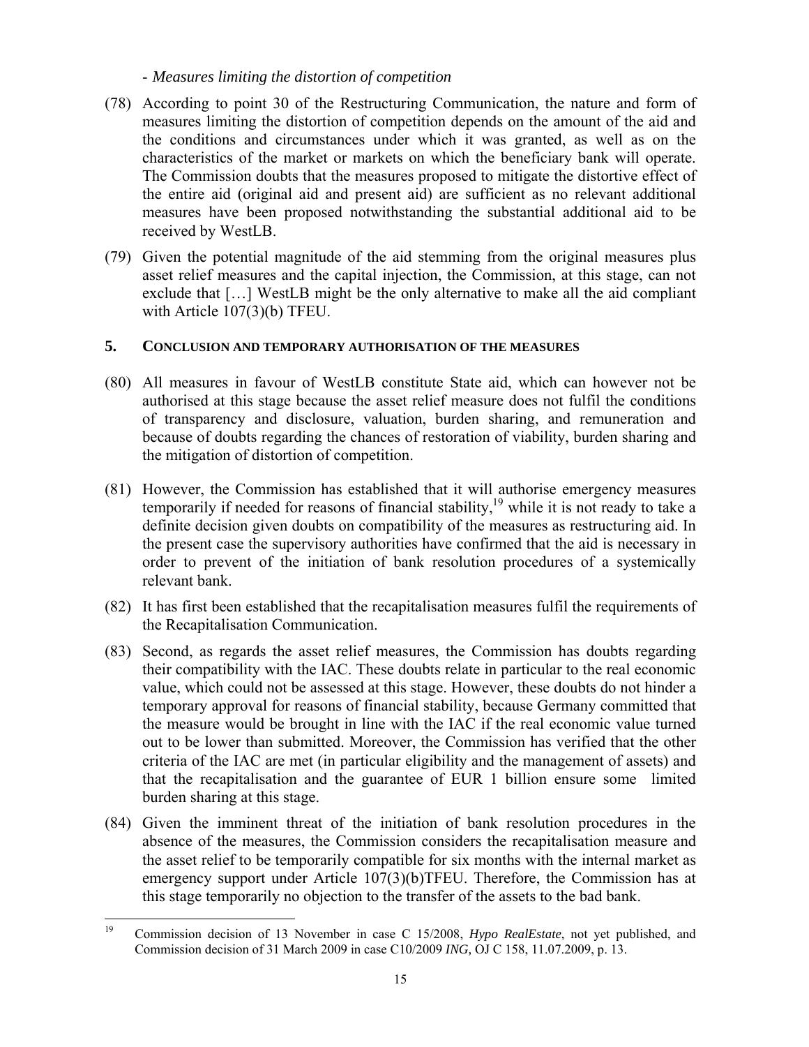- *Measures limiting the distortion of competition*

(78) According to point 30 of the Restructuring Communication, the nature and form of measures limiting the distortion of competition depends on the amount of the aid and the conditions and circumstances under which it was granted, as well as on the characteristics of the market or markets on which the beneficiary bank will operate. The Commission doubts that the measures proposed to mitigate the distortive effect of the entire aid (original aid and present aid) are sufficient as no relevant additional measures have been proposed notwithstanding the substantial additional aid to be received by WestLB.

(79) Given the potential magnitude of the aid stemming from the original measures plus asset relief measures and the capital injection, the Commission, at this stage, can not exclude that […] WestLB might be the only alternative to make all the aid compliant with Article 107(3)(b) TFEU.

## 5. CONCLUSION AND TEMPORARY AUTHORISATION OF THE MEASURES

(80) All measures in favour of WestLB constitute State aid, which can however not be authorised at this stage because the asset relief measure does not fulfil the conditions of transparency and disclosure, valuation, burden sharing, and remuneration and because of doubts regarding the chances of restoration of viability, burden sharing and the mitigation of distortion of competition.

(81) However, the Commission has established that it will authorise emergency measures temporarily if needed for reasons of financial stability,[19] while it is not ready to take a definite decision given doubts on compatibility of the measures as restructuring aid. In the present case the supervisory authorities have confirmed that the aid is necessary in order to prevent of the initiation of bank resolution procedures of a systemically relevant bank.

(82) It has first been established that the recapitalisation measures fulfil the requirements of the Recapitalisation Communication.

(83) Second, as regards the asset relief measures, the Commission has doubts regarding their compatibility with the IAC. These doubts relate in particular to the real economic value, which could not be assessed at this stage. However, these doubts do not hinder a temporary approval for reasons of financial stability, because Germany committed that the measure would be brought in line with the IAC if the real economic value turned out to be lower than submitted. Moreover, the Commission has verified that the other criteria of the IAC are met (in particular eligibility and the management of assets) and that the recapitalisation and the guarantee of EUR 1 billion ensure some limited burden sharing at this stage.

(84) Given the imminent threat of the initiation of bank resolution procedures in the absence of the measures, the Commission considers the recapitalisation measure and the asset relief to be temporarily compatible for six months with the internal market as emergency support under Article 107(3)(b)TFEU. Therefore, the Commission has at this stage temporarily no objection to the transfer of the assets to the bad bank.

---

[19] Commission decision of 13 November in case C 15/2008, *Hypo RealEstate*, not yet published, and Commission decision of 31 March 2009 in case C10/2009 *ING,* OJ C 158, 11.07.2009, p. 13.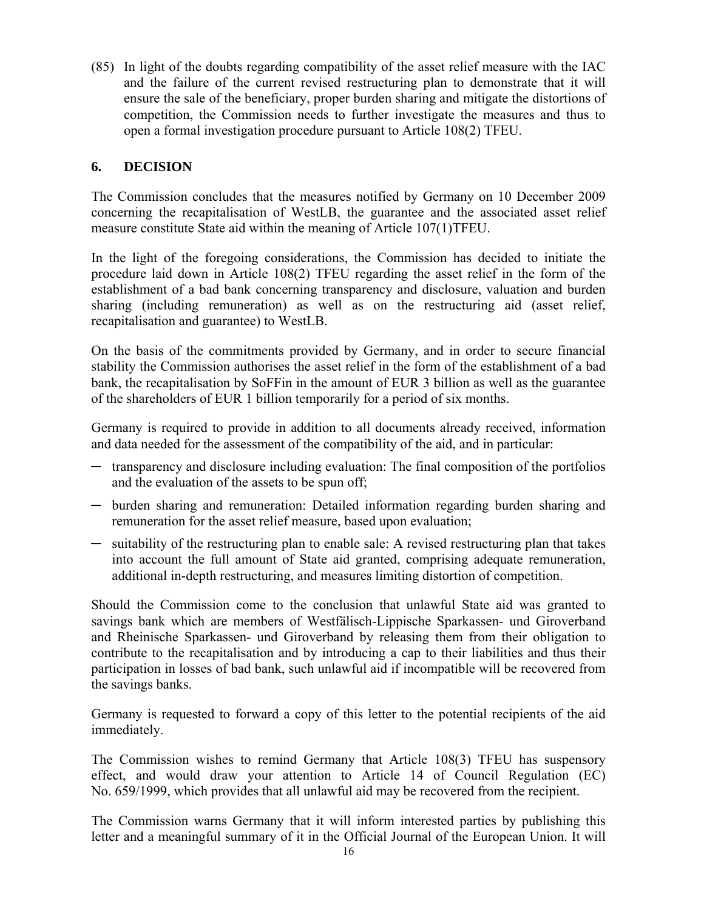(85) In light of the doubts regarding compatibility of the asset relief measure with the IAC and the failure of the current revised restructuring plan to demonstrate that it will ensure the sale of the beneficiary, proper burden sharing and mitigate the distortions of competition, the Commission needs to further investigate the measures and thus to open a formal investigation procedure pursuant to Article 108(2) TFEU.

## 6. DECISION

The Commission concludes that the measures notified by Germany on 10 December 2009 concerning the recapitalisation of WestLB, the guarantee and the associated asset relief measure constitute State aid within the meaning of Article 107(1)TFEU.

In the light of the foregoing considerations, the Commission has decided to initiate the procedure laid down in Article 108(2) TFEU regarding the asset relief in the form of the establishment of a bad bank concerning transparency and disclosure, valuation and burden sharing (including remuneration) as well as on the restructuring aid (asset relief, recapitalisation and guarantee) to WestLB.

On the basis of the commitments provided by Germany, and in order to secure financial stability the Commission authorises the asset relief in the form of the establishment of a bad bank, the recapitalisation by SoFFin in the amount of EUR 3 billion as well as the guarantee of the shareholders of EUR 1 billion temporarily for a period of six months.

Germany is required to provide in addition to all documents already received, information and data needed for the assessment of the compatibility of the aid, and in particular:

- transparency and disclosure including evaluation: The final composition of the portfolios and the evaluation of the assets to be spun off;
- burden sharing and remuneration: Detailed information regarding burden sharing and remuneration for the asset relief measure, based upon evaluation;
- suitability of the restructuring plan to enable sale: A revised restructuring plan that takes into account the full amount of State aid granted, comprising adequate remuneration, additional in-depth restructuring, and measures limiting distortion of competition.

Should the Commission come to the conclusion that unlawful State aid was granted to savings bank which are members of Westfälisch-Lippische Sparkassen- und Giroverband and Rheinische Sparkassen- und Giroverband by releasing them from their obligation to contribute to the recapitalisation and by introducing a cap to their liabilities and thus their participation in losses of bad bank, such unlawful aid if incompatible will be recovered from the savings banks.

Germany is requested to forward a copy of this letter to the potential recipients of the aid immediately.

The Commission wishes to remind Germany that Article 108(3) TFEU has suspensory effect, and would draw your attention to Article 14 of Council Regulation (EC) No. 659/1999, which provides that all unlawful aid may be recovered from the recipient.

The Commission warns Germany that it will inform interested parties by publishing this letter and a meaningful summary of it in the Official Journal of the European Union. It will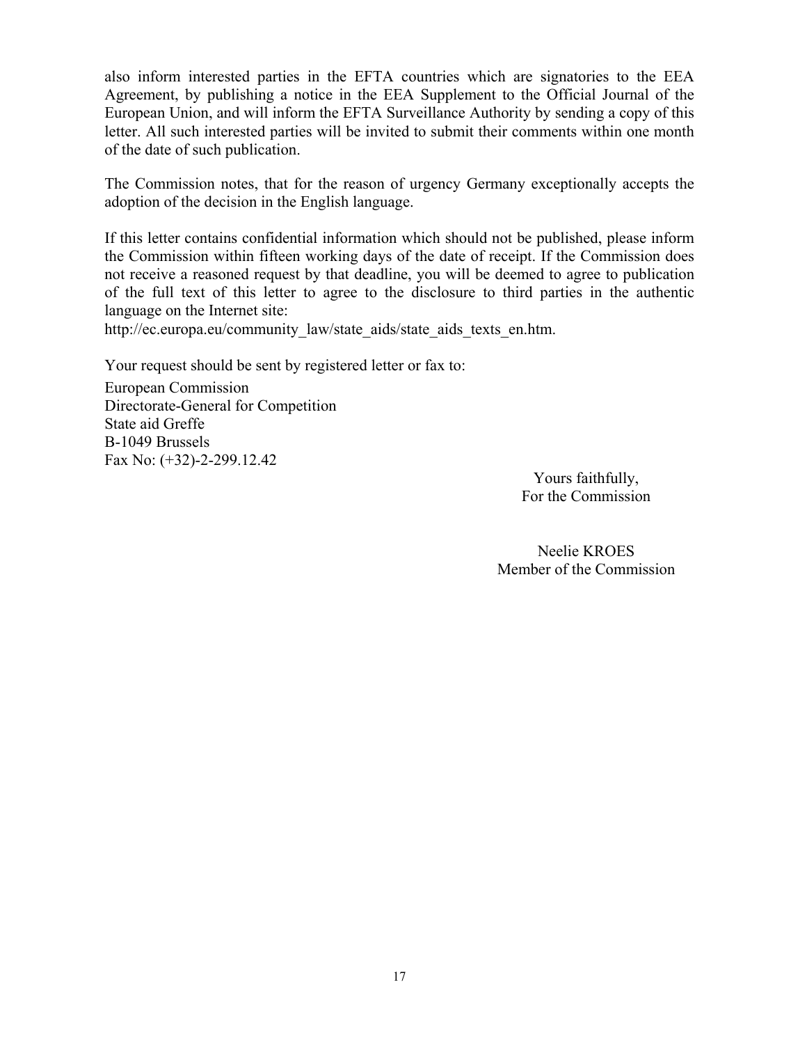also inform interested parties in the EFTA countries which are signatories to the EEA Agreement, by publishing a notice in the EEA Supplement to the Official Journal of the European Union, and will inform the EFTA Surveillance Authority by sending a copy of this letter. All such interested parties will be invited to submit their comments within one month of the date of such publication.

The Commission notes, that for the reason of urgency Germany exceptionally accepts the adoption of the decision in the English language.

If this letter contains confidential information which should not be published, please inform the Commission within fifteen working days of the date of receipt. If the Commission does not receive a reasoned request by that deadline, you will be deemed to agree to publication of the full text of this letter to agree to the disclosure to third parties in the authentic language on the Internet site:
http://ec.europa.eu/community_law/state_aids/state_aids_texts_en.htm.

Your request should be sent by registered letter or fax to:

European Commission
Directorate-General for Competition
State aid Greffe
B-1049 Brussels
Fax No: (+32)-2-299.12.42

Yours faithfully,
For the Commission

Neelie KROES
Member of the Commission